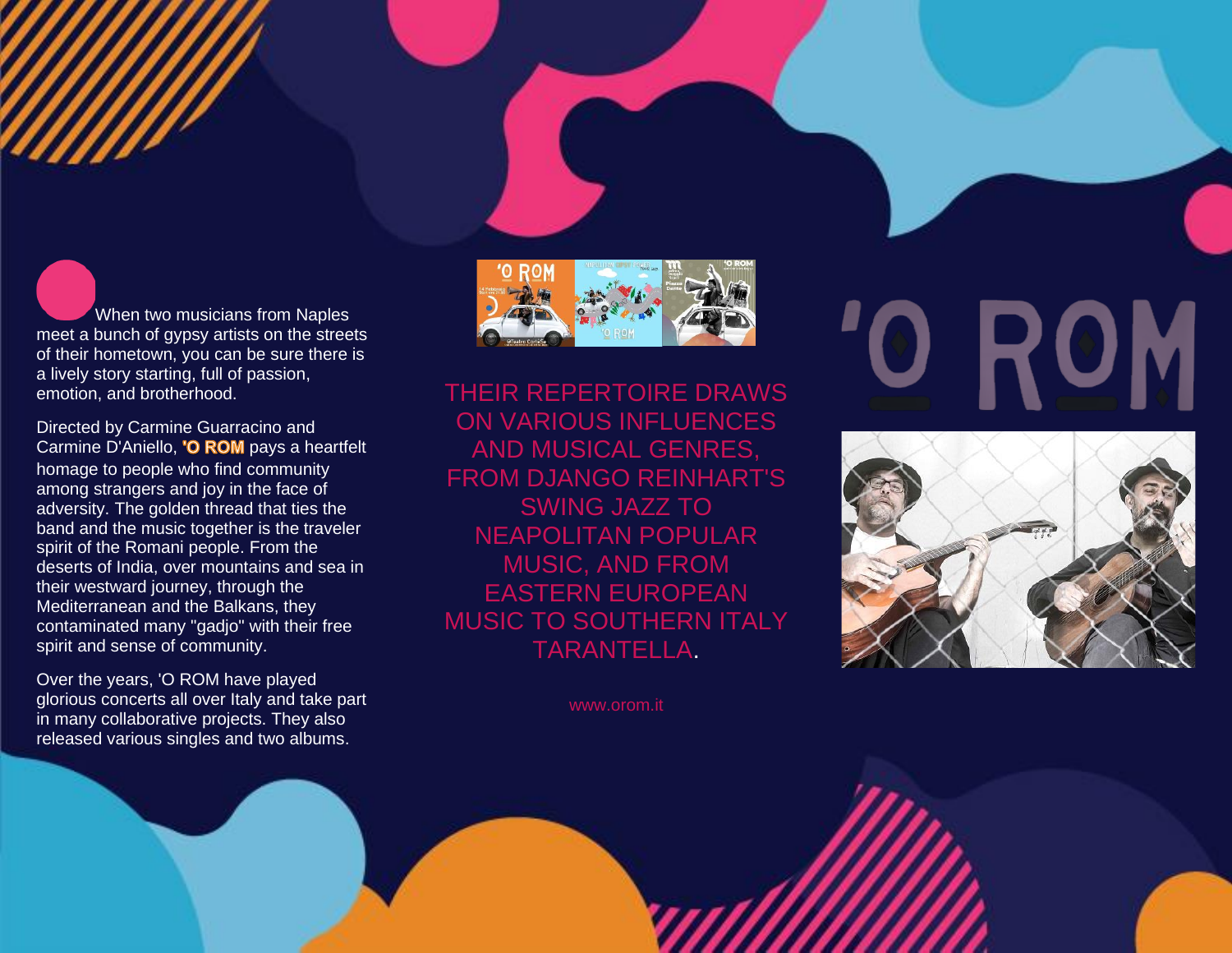# 'O ROM

When two musicians from Naples meet a bunch of gypsy artists on the streets of their hometown, you can be sure there is a lively story starting, full of passion, emotion, and brotherhood.

Directed by Carmine Guarracino and Carmine D'Aniello, **'O ROM** pays a heartfelt homage to people who find community among strangers and joy in the face of adversity. The golden thread that ties the band and the music together is the traveler spirit of the Romani people. From the deserts of India, over mountains and sea in their westward journey, through the Mediterranean and the Balkans, they contaminated many "gadjo" with their free spirit and sense of community.

Over the years, 'O ROM have played glorious concerts all over Italy and take part in many collaborative projects. They also released various singles and two albums.

THEIR REPERTOIRE DRAWS ON VARIOUS INFLUENCES AND MUSICAL GENRES, FROM DJANGO REINHART'S SWING JAZZ TO NEAPOLITAN POPULAR MUSIC, AND FROM EASTERN EUROPEAN MUSIC TO SOUTHERN ITALY TARANTELLA.

www.orom.it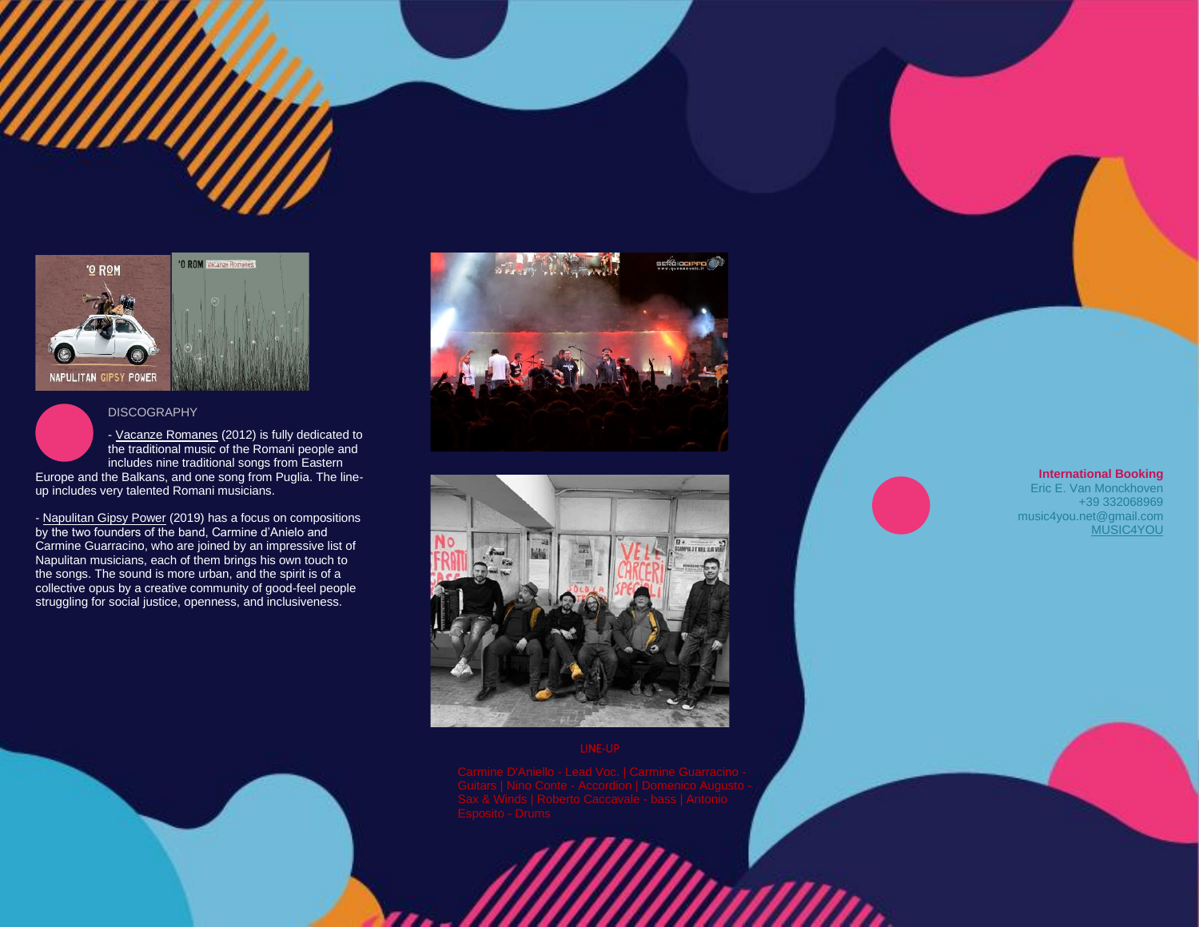## DISCOGRAPHY

- Vacanze Romanes (2012) is fully dedicated to the traditional music of the Romani people and includes nine traditional songs from Eastern Europe and the Balkans, and one song from Puglia. The line-up includes very talented Romani musicians.

- Napulitan Gipsy Power (2019) has a focus on compositions by the two founders of the band, Carmine d'Anielo and Carmine Guarracino, who are joined by an impressive list of Napulitan musicians, each of them brings his own touch to the songs. The sound is more urban, and the spirit is of a collective opus by a creative community of good-feel people struggling for social justice, openness, and inclusiveness.

## LINE-UP

Carmine D'Aniello - Lead Voc. | Carmine Guarracino - Guitars | Nino Conte - Accordion | Domenico Augusto - Sax & Winds | Roberto Caccavale - bass | Antonio Esposito - Drums

**International Booking**
Eric E. Van Monckhoven
+39 332068969
music4you.net@gmail.com
MUSIC4YOU